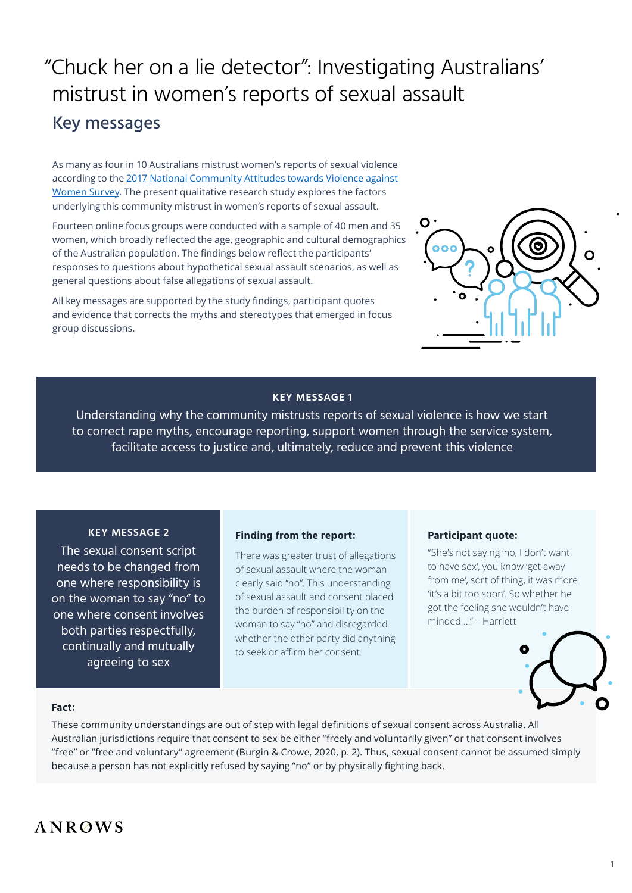# "Chuck her on a lie detector": Investigating Australians' mistrust in women's reports of sexual assault

## Key messages

As many as four in 10 Australians mistrust women's reports of sexual violence according to the 2017 National Community Attitudes towards Violence against Women Survey. The present qualitative research study explores the factors underlying this community mistrust in women's reports of sexual assault.

Fourteen online focus groups were conducted with a sample of 40 men and 35 women, which broadly reflected the age, geographic and cultural demographics of the Australian population. The findings below reflect the participants' responses to questions about hypothetical sexual assault scenarios, as well as general questions about false allegations of sexual assault.

All key messages are supported by the study findings, participant quotes and evidence that corrects the myths and stereotypes that emerged in focus group discussions.

### KEY MESSAGE 1

Understanding why the community mistrusts reports of sexual violence is how we start to correct rape myths, encourage reporting, support women through the service system, facilitate access to justice and, ultimately, reduce and prevent this violence

### KEY MESSAGE 2

The sexual consent script needs to be changed from one where responsibility is on the woman to say "no" to one where consent involves both parties respectfully, continually and mutually agreeing to sex

**Finding from the report:**

There was greater trust of allegations of sexual assault where the woman clearly said "no". This understanding of sexual assault and consent placed the burden of responsibility on the woman to say "no" and disregarded whether the other party did anything to seek or affirm her consent.

**Participant quote:**

"She's not saying 'no, I don't want to have sex', you know 'get away from me', sort of thing, it was more 'it's a bit too soon'. So whether he got the feeling she wouldn't have minded ..." – Harriett

**Fact:**

These community understandings are out of step with legal definitions of sexual consent across Australia. All Australian jurisdictions require that consent to sex be either "freely and voluntarily given" or that consent involves "free" or "free and voluntary" agreement (Burgin & Crowe, 2020, p. 2). Thus, sexual consent cannot be assumed simply because a person has not explicitly refused by saying "no" or by physically fighting back.

ANROWS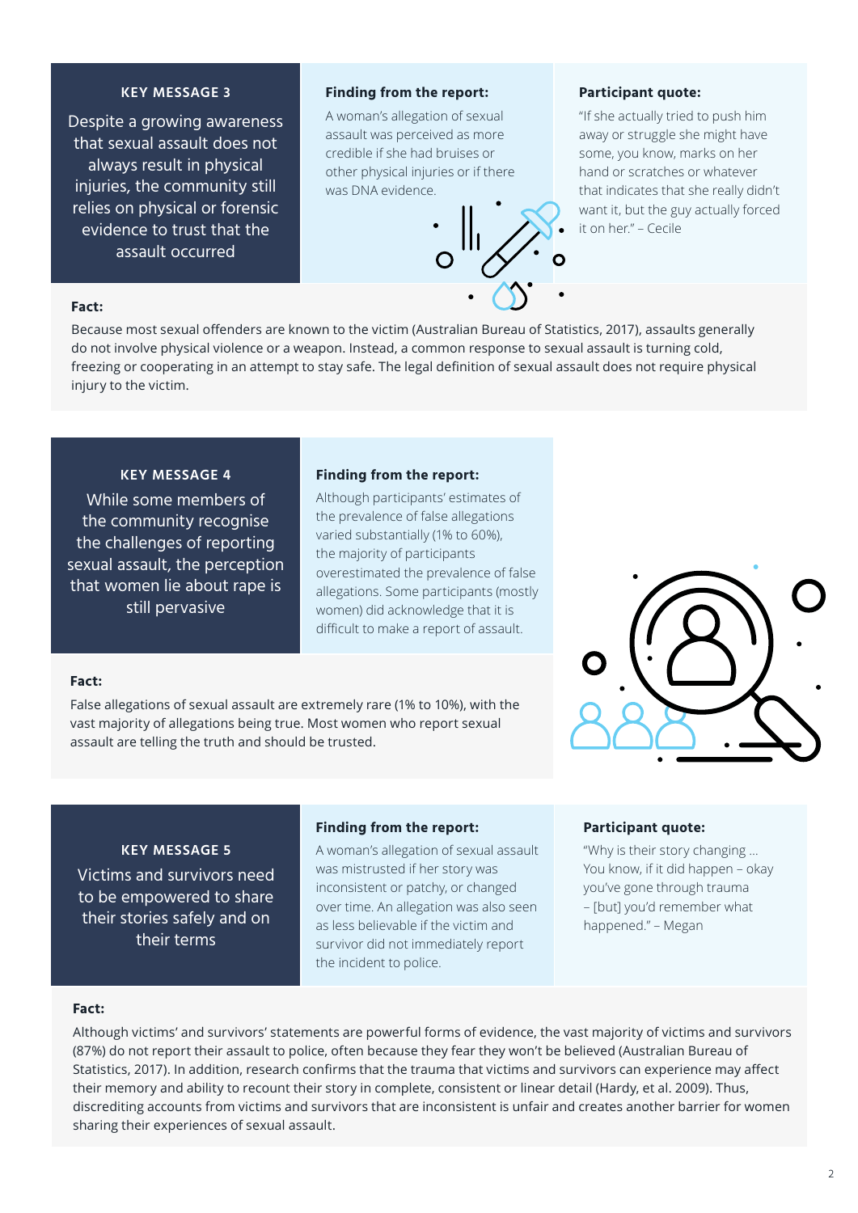## KEY MESSAGE 3

Despite a growing awareness that sexual assault does not always result in physical injuries, the community still relies on physical or forensic evidence to trust that the assault occurred

**Finding from the report:**

A woman's allegation of sexual assault was perceived as more credible if she had bruises or other physical injuries or if there was DNA evidence.

**Participant quote:**

"If she actually tried to push him away or struggle she might have some, you know, marks on her hand or scratches or whatever that indicates that she really didn't want it, but the guy actually forced it on her." – Cecile

**Fact:**

Because most sexual offenders are known to the victim (Australian Bureau of Statistics, 2017), assaults generally do not involve physical violence or a weapon. Instead, a common response to sexual assault is turning cold, freezing or cooperating in an attempt to stay safe. The legal definition of sexual assault does not require physical injury to the victim.

## KEY MESSAGE 4

While some members of the community recognise the challenges of reporting sexual assault, the perception that women lie about rape is still pervasive

**Finding from the report:**

Although participants' estimates of the prevalence of false allegations varied substantially (1% to 60%), the majority of participants overestimated the prevalence of false allegations. Some participants (mostly women) did acknowledge that it is difficult to make a report of assault.

**Fact:**

False allegations of sexual assault are extremely rare (1% to 10%), with the vast majority of allegations being true. Most women who report sexual assault are telling the truth and should be trusted.

## KEY MESSAGE 5

Victims and survivors need to be empowered to share their stories safely and on their terms

**Finding from the report:**

A woman's allegation of sexual assault was mistrusted if her story was inconsistent or patchy, or changed over time. An allegation was also seen as less believable if the victim and survivor did not immediately report the incident to police.

**Participant quote:**

"Why is their story changing … You know, if it did happen – okay you've gone through trauma – [but] you'd remember what happened." – Megan

**Fact:**

Although victims' and survivors' statements are powerful forms of evidence, the vast majority of victims and survivors (87%) do not report their assault to police, often because they fear they won't be believed (Australian Bureau of Statistics, 2017). In addition, research confirms that the trauma that victims and survivors can experience may affect their memory and ability to recount their story in complete, consistent or linear detail (Hardy, et al. 2009). Thus, discrediting accounts from victims and survivors that are inconsistent is unfair and creates another barrier for women sharing their experiences of sexual assault.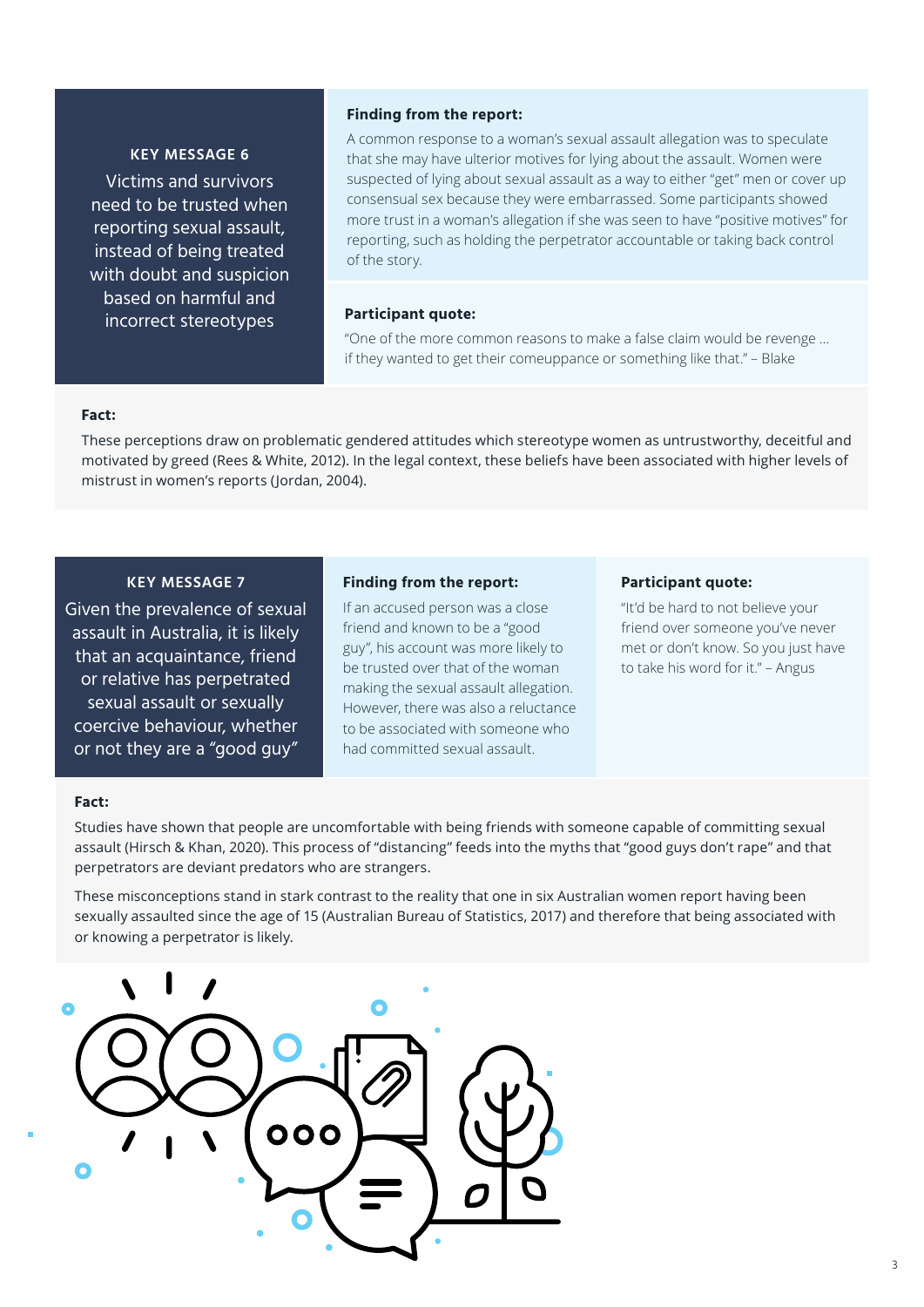## KEY MESSAGE 6

Victims and survivors need to be trusted when reporting sexual assault, instead of being treated with doubt and suspicion based on harmful and incorrect stereotypes

**Finding from the report:**

A common response to a woman's sexual assault allegation was to speculate that she may have ulterior motives for lying about the assault. Women were suspected of lying about sexual assault as a way to either "get" men or cover up consensual sex because they were embarrassed. Some participants showed more trust in a woman's allegation if she was seen to have "positive motives" for reporting, such as holding the perpetrator accountable or taking back control of the story.

**Participant quote:**

"One of the more common reasons to make a false claim would be revenge ... if they wanted to get their comeuppance or something like that." – Blake

**Fact:**

These perceptions draw on problematic gendered attitudes which stereotype women as untrustworthy, deceitful and motivated by greed (Rees & White, 2012). In the legal context, these beliefs have been associated with higher levels of mistrust in women's reports (Jordan, 2004).

## KEY MESSAGE 7

Given the prevalence of sexual assault in Australia, it is likely that an acquaintance, friend or relative has perpetrated sexual assault or sexually coercive behaviour, whether or not they are a "good guy"

**Finding from the report:**

If an accused person was a close friend and known to be a "good guy", his account was more likely to be trusted over that of the woman making the sexual assault allegation. However, there was also a reluctance to be associated with someone who had committed sexual assault.

**Participant quote:**

"It'd be hard to not believe your friend over someone you've never met or don't know. So you just have to take his word for it." – Angus

**Fact:**

Studies have shown that people are uncomfortable with being friends with someone capable of committing sexual assault (Hirsch & Khan, 2020). This process of "distancing" feeds into the myths that "good guys don't rape" and that perpetrators are deviant predators who are strangers.

These misconceptions stand in stark contrast to the reality that one in six Australian women report having been sexually assaulted since the age of 15 (Australian Bureau of Statistics, 2017) and therefore that being associated with or knowing a perpetrator is likely.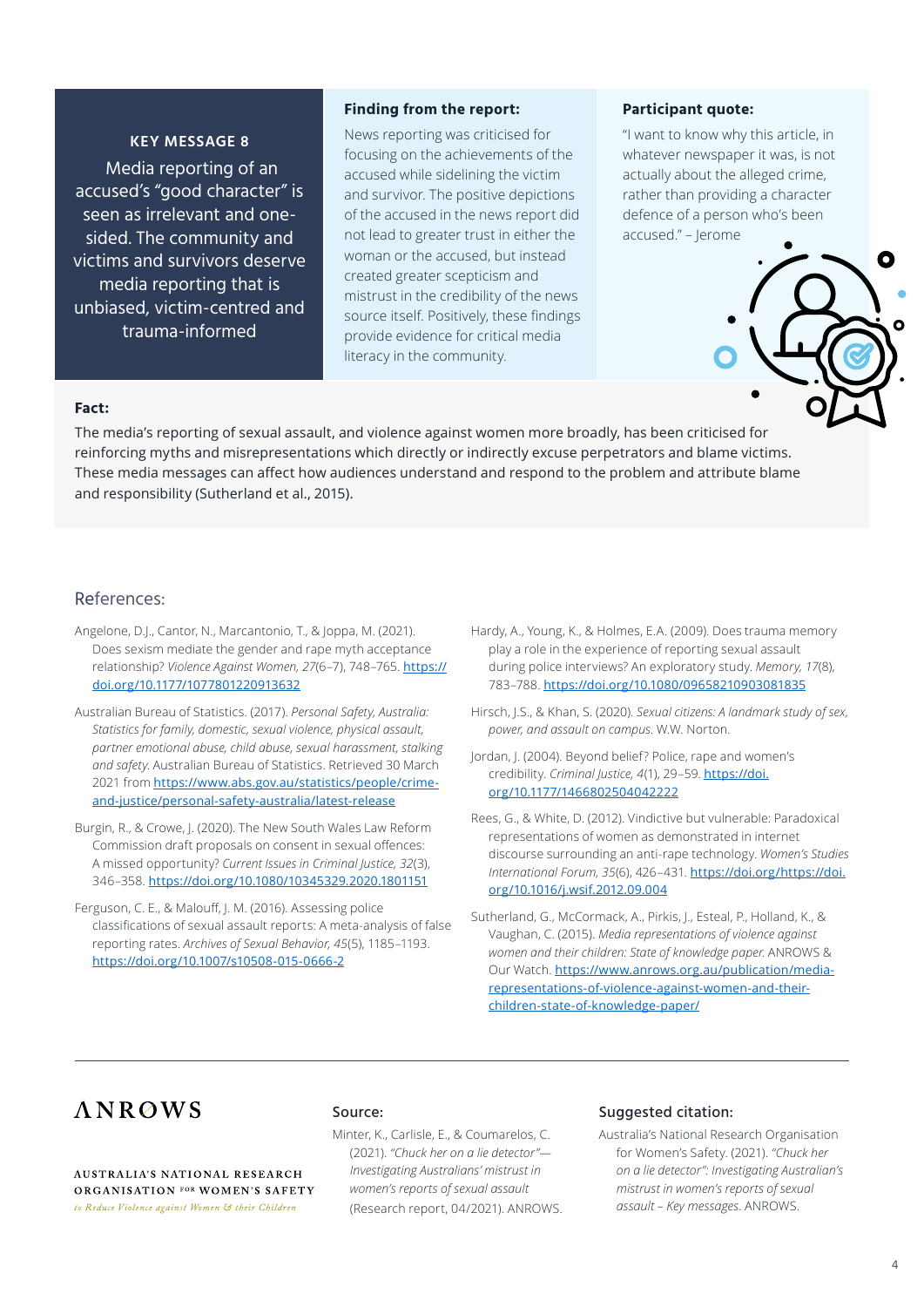**KEY MESSAGE 8**

Media reporting of an accused's "good character" is seen as irrelevant and one-sided. The community and victims and survivors deserve media reporting that is unbiased, victim-centred and trauma-informed

**Finding from the report:**

News reporting was criticised for focusing on the achievements of the accused while sidelining the victim and survivor. The positive depictions of the accused in the news report did not lead to greater trust in either the woman or the accused, but instead created greater scepticism and mistrust in the credibility of the news source itself. Positively, these findings provide evidence for critical media literacy in the community.

**Participant quote:**

"I want to know why this article, in whatever newspaper it was, is not actually about the alleged crime, rather than providing a character defence of a person who's been accused." – Jerome

**Fact:**

The media's reporting of sexual assault, and violence against women more broadly, has been criticised for reinforcing myths and misrepresentations which directly or indirectly excuse perpetrators and blame victims. These media messages can affect how audiences understand and respond to the problem and attribute blame and responsibility (Sutherland et al., 2015).

## References:

Angelone, D.J., Cantor, N., Marcantonio, T., & Joppa, M. (2021). Does sexism mediate the gender and rape myth acceptance relationship? *Violence Against Women, 27*(6–7), 748–765. https://doi.org/10.1177/1077801220913632

Australian Bureau of Statistics. (2017). *Personal Safety, Australia: Statistics for family, domestic, sexual violence, physical assault, partner emotional abuse, child abuse, sexual harassment, stalking and safety.* Australian Bureau of Statistics. Retrieved 30 March 2021 from https://www.abs.gov.au/statistics/people/crime-and-justice/personal-safety-australia/latest-release

Burgin, R., & Crowe, J. (2020). The New South Wales Law Reform Commission draft proposals on consent in sexual offences: A missed opportunity? *Current Issues in Criminal Justice, 32*(3), 346–358. https://doi.org/10.1080/10345329.2020.1801151

Ferguson, C. E., & Malouff, J. M. (2016). Assessing police classifications of sexual assault reports: A meta-analysis of false reporting rates. *Archives of Sexual Behavior, 45*(5), 1185–1193. https://doi.org/10.1007/s10508-015-0666-2

Hardy, A., Young, K., & Holmes, E.A. (2009). Does trauma memory play a role in the experience of reporting sexual assault during police interviews? An exploratory study. *Memory, 17*(8), 783–788. https://doi.org/10.1080/09658210903081835

Hirsch, J.S., & Khan, S. (2020). *Sexual citizens: A landmark study of sex, power, and assault on campus.* W.W. Norton.

Jordan, J. (2004). Beyond belief? Police, rape and women's credibility. *Criminal Justice, 4*(1), 29–59. https://doi.org/10.1177/1466802504042222

Rees, G., & White, D. (2012). Vindictive but vulnerable: Paradoxical representations of women as demonstrated in internet discourse surrounding an anti-rape technology. *Women's Studies International Forum, 35*(6), 426–431. https://doi.org/https://doi.org/10.1016/j.wsif.2012.09.004

Sutherland, G., McCormack, A., Pirkis, J., Esteal, P., Holland, K., & Vaughan, C. (2015). *Media representations of violence against women and their children: State of knowledge paper.* ANROWS & Our Watch. https://www.anrows.org.au/publication/media-representations-of-violence-against-women-and-their-children-state-of-knowledge-paper/

**ANROWS**

AUSTRALIA'S NATIONAL RESEARCH ORGANISATION FOR WOMEN'S SAFETY
*to Reduce Violence against Women & their Children*

**Source:**

Minter, K., Carlisle, E., & Coumarelos, C. (2021). *"Chuck her on a lie detector"—Investigating Australians' mistrust in women's reports of sexual assault* (Research report, 04/2021). ANROWS.

**Suggested citation:**

Australia's National Research Organisation for Women's Safety. (2021). *"Chuck her on a lie detector": Investigating Australian's mistrust in women's reports of sexual assault – Key messages.* ANROWS.